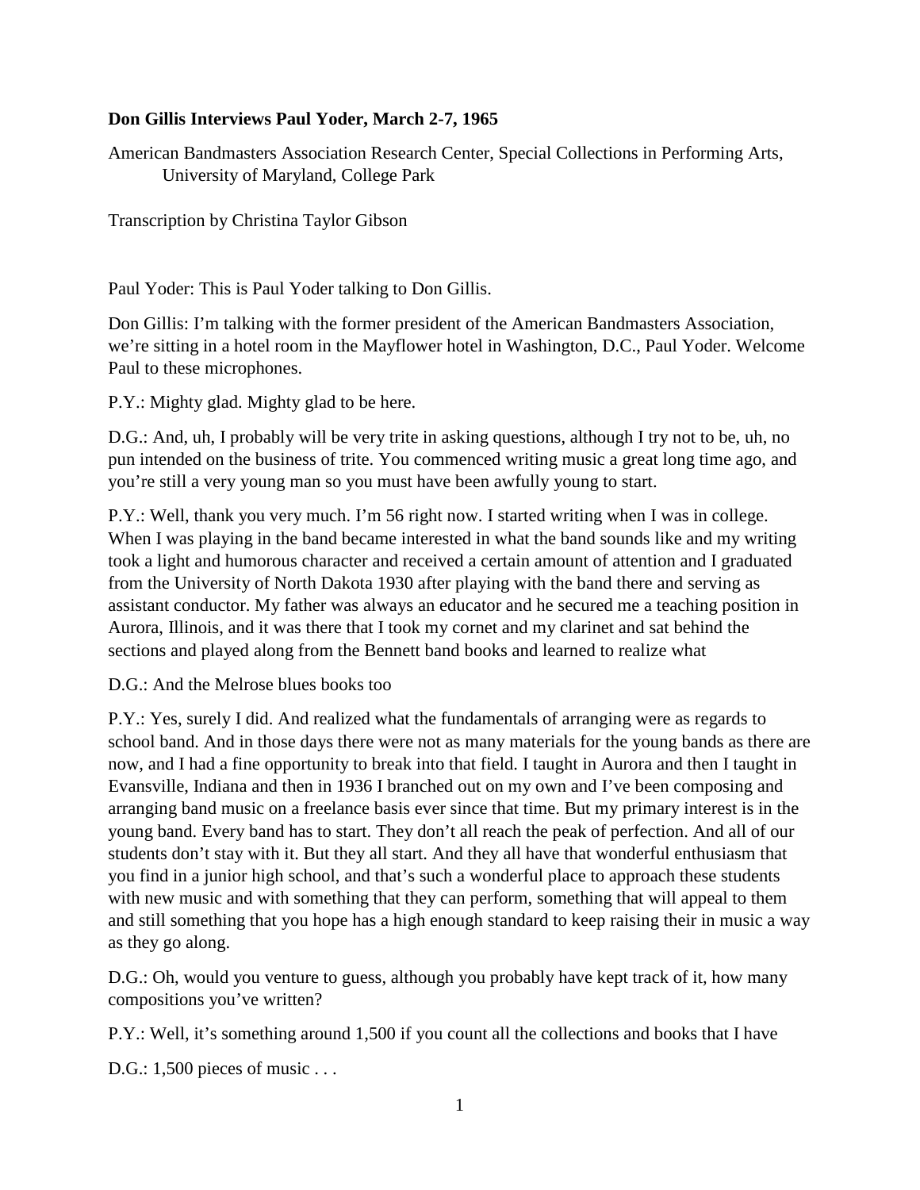**Don Gillis Interviews Paul Yoder, March 2-7, 1965**

American Bandmasters Association Research Center, Special Collections in Performing Arts, University of Maryland, College Park

Transcription by Christina Taylor Gibson

Paul Yoder: This is Paul Yoder talking to Don Gillis.

Don Gillis: I'm talking with the former president of the American Bandmasters Association, we're sitting in a hotel room in the Mayflower hotel in Washington, D.C., Paul Yoder. Welcome Paul to these microphones.

P.Y.: Mighty glad. Mighty glad to be here.

D.G.: And, uh, I probably will be very trite in asking questions, although I try not to be, uh, no pun intended on the business of trite. You commenced writing music a great long time ago, and you're still a very young man so you must have been awfully young to start.

P.Y.: Well, thank you very much. I'm 56 right now. I started writing when I was in college. When I was playing in the band became interested in what the band sounds like and my writing took a light and humorous character and received a certain amount of attention and I graduated from the University of North Dakota 1930 after playing with the band there and serving as assistant conductor. My father was always an educator and he secured me a teaching position in Aurora, Illinois, and it was there that I took my cornet and my clarinet and sat behind the sections and played along from the Bennett band books and learned to realize what

D.G.: And the Melrose blues books too

P.Y.: Yes, surely I did. And realized what the fundamentals of arranging were as regards to school band. And in those days there were not as many materials for the young bands as there are now, and I had a fine opportunity to break into that field. I taught in Aurora and then I taught in Evansville, Indiana and then in 1936 I branched out on my own and I've been composing and arranging band music on a freelance basis ever since that time. But my primary interest is in the young band. Every band has to start. They don't all reach the peak of perfection. And all of our students don't stay with it. But they all start. And they all have that wonderful enthusiasm that you find in a junior high school, and that's such a wonderful place to approach these students with new music and with something that they can perform, something that will appeal to them and still something that you hope has a high enough standard to keep raising their in music a way as they go along.

D.G.: Oh, would you venture to guess, although you probably have kept track of it, how many compositions you've written?

P.Y.: Well, it's something around 1,500 if you count all the collections and books that I have

D.G.: 1,500 pieces of music . . .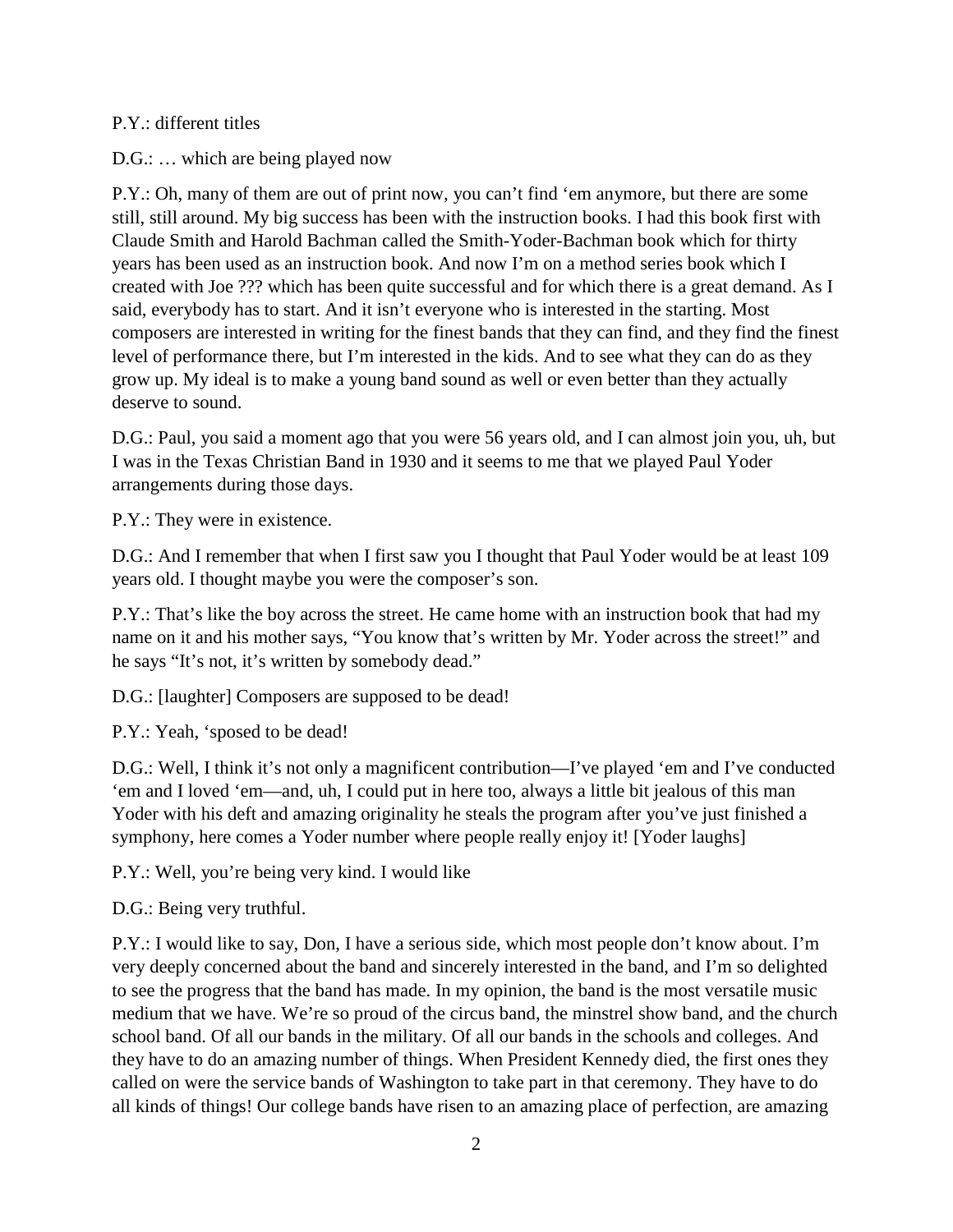P.Y.: different titles

D.G.: … which are being played now

P.Y.: Oh, many of them are out of print now, you can't find 'em anymore, but there are some still, still around. My big success has been with the instruction books. I had this book first with Claude Smith and Harold Bachman called the Smith-Yoder-Bachman book which for thirty years has been used as an instruction book. And now I'm on a method series book which I created with Joe ??? which has been quite successful and for which there is a great demand. As I said, everybody has to start. And it isn't everyone who is interested in the starting. Most composers are interested in writing for the finest bands that they can find, and they find the finest level of performance there, but I'm interested in the kids. And to see what they can do as they grow up. My ideal is to make a young band sound as well or even better than they actually deserve to sound.

D.G.: Paul, you said a moment ago that you were 56 years old, and I can almost join you, uh, but I was in the Texas Christian Band in 1930 and it seems to me that we played Paul Yoder arrangements during those days.

P.Y.: They were in existence.

D.G.: And I remember that when I first saw you I thought that Paul Yoder would be at least 109 years old. I thought maybe you were the composer's son.

P.Y.: That's like the boy across the street. He came home with an instruction book that had my name on it and his mother says, "You know that's written by Mr. Yoder across the street!" and he says "It's not, it's written by somebody dead."

D.G.: [laughter] Composers are supposed to be dead!

P.Y.: Yeah, 'sposed to be dead!

D.G.: Well, I think it's not only a magnificent contribution—I've played 'em and I've conducted 'em and I loved 'em—and, uh, I could put in here too, always a little bit jealous of this man Yoder with his deft and amazing originality he steals the program after you've just finished a symphony, here comes a Yoder number where people really enjoy it! [Yoder laughs]

P.Y.: Well, you're being very kind. I would like

D.G.: Being very truthful.

P.Y.: I would like to say, Don, I have a serious side, which most people don't know about. I'm very deeply concerned about the band and sincerely interested in the band, and I'm so delighted to see the progress that the band has made. In my opinion, the band is the most versatile music medium that we have. We're so proud of the circus band, the minstrel show band, and the church school band. Of all our bands in the military. Of all our bands in the schools and colleges. And they have to do an amazing number of things. When President Kennedy died, the first ones they called on were the service bands of Washington to take part in that ceremony. They have to do all kinds of things! Our college bands have risen to an amazing place of perfection, are amazing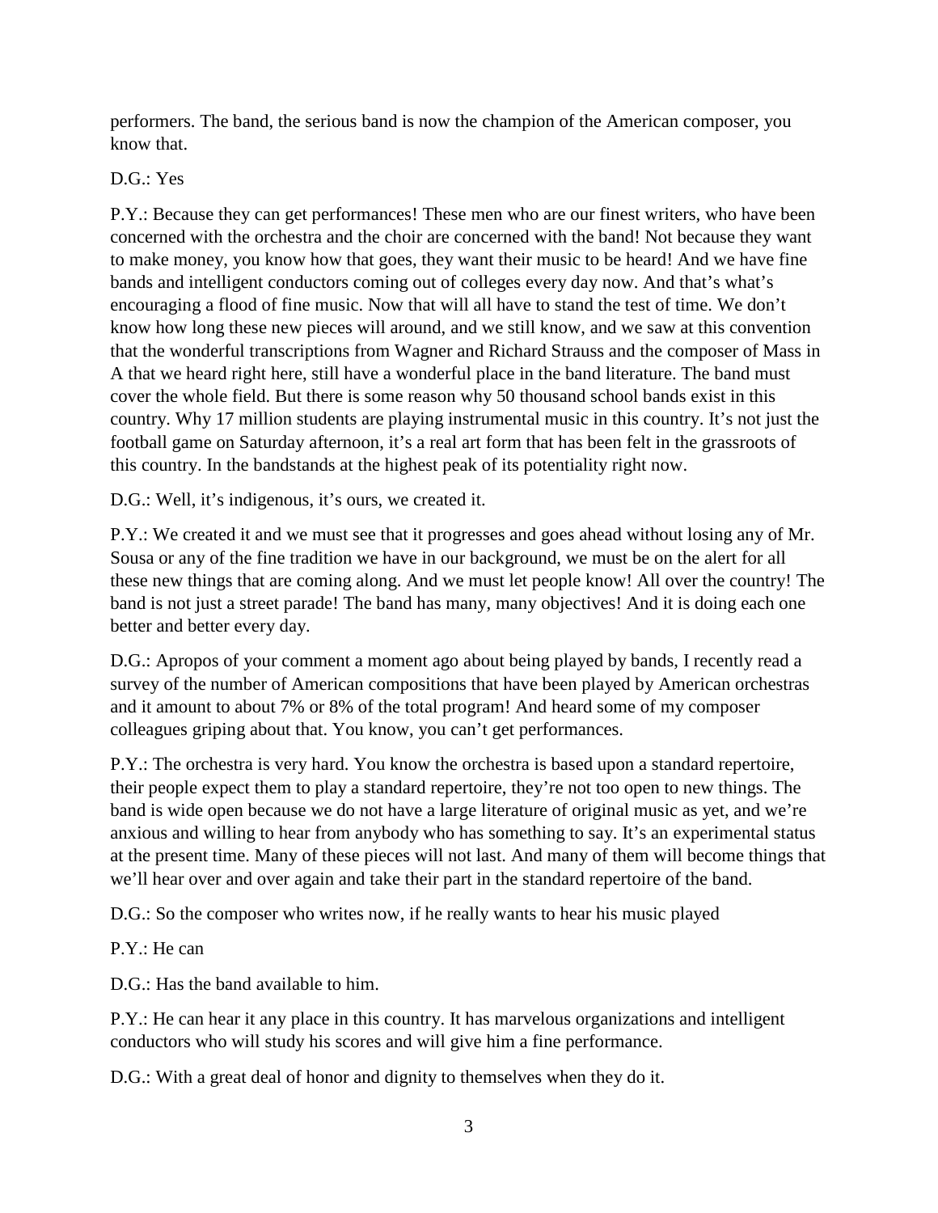performers. The band, the serious band is now the champion of the American composer, you know that.

D.G.: Yes

P.Y.: Because they can get performances! These men who are our finest writers, who have been concerned with the orchestra and the choir are concerned with the band! Not because they want to make money, you know how that goes, they want their music to be heard! And we have fine bands and intelligent conductors coming out of colleges every day now. And that's what's encouraging a flood of fine music. Now that will all have to stand the test of time. We don't know how long these new pieces will around, and we still know, and we saw at this convention that the wonderful transcriptions from Wagner and Richard Strauss and the composer of Mass in A that we heard right here, still have a wonderful place in the band literature. The band must cover the whole field. But there is some reason why 50 thousand school bands exist in this country. Why 17 million students are playing instrumental music in this country. It's not just the football game on Saturday afternoon, it's a real art form that has been felt in the grassroots of this country. In the bandstands at the highest peak of its potentiality right now.

D.G.: Well, it's indigenous, it's ours, we created it.

P.Y.: We created it and we must see that it progresses and goes ahead without losing any of Mr. Sousa or any of the fine tradition we have in our background, we must be on the alert for all these new things that are coming along. And we must let people know! All over the country! The band is not just a street parade! The band has many, many objectives! And it is doing each one better and better every day.

D.G.: Apropos of your comment a moment ago about being played by bands, I recently read a survey of the number of American compositions that have been played by American orchestras and it amount to about 7% or 8% of the total program! And heard some of my composer colleagues griping about that. You know, you can't get performances.

P.Y.: The orchestra is very hard. You know the orchestra is based upon a standard repertoire, their people expect them to play a standard repertoire, they're not too open to new things. The band is wide open because we do not have a large literature of original music as yet, and we're anxious and willing to hear from anybody who has something to say. It's an experimental status at the present time. Many of these pieces will not last. And many of them will become things that we'll hear over and over again and take their part in the standard repertoire of the band.

D.G.: So the composer who writes now, if he really wants to hear his music played

P.Y.: He can

D.G.: Has the band available to him.

P.Y.: He can hear it any place in this country. It has marvelous organizations and intelligent conductors who will study his scores and will give him a fine performance.

D.G.: With a great deal of honor and dignity to themselves when they do it.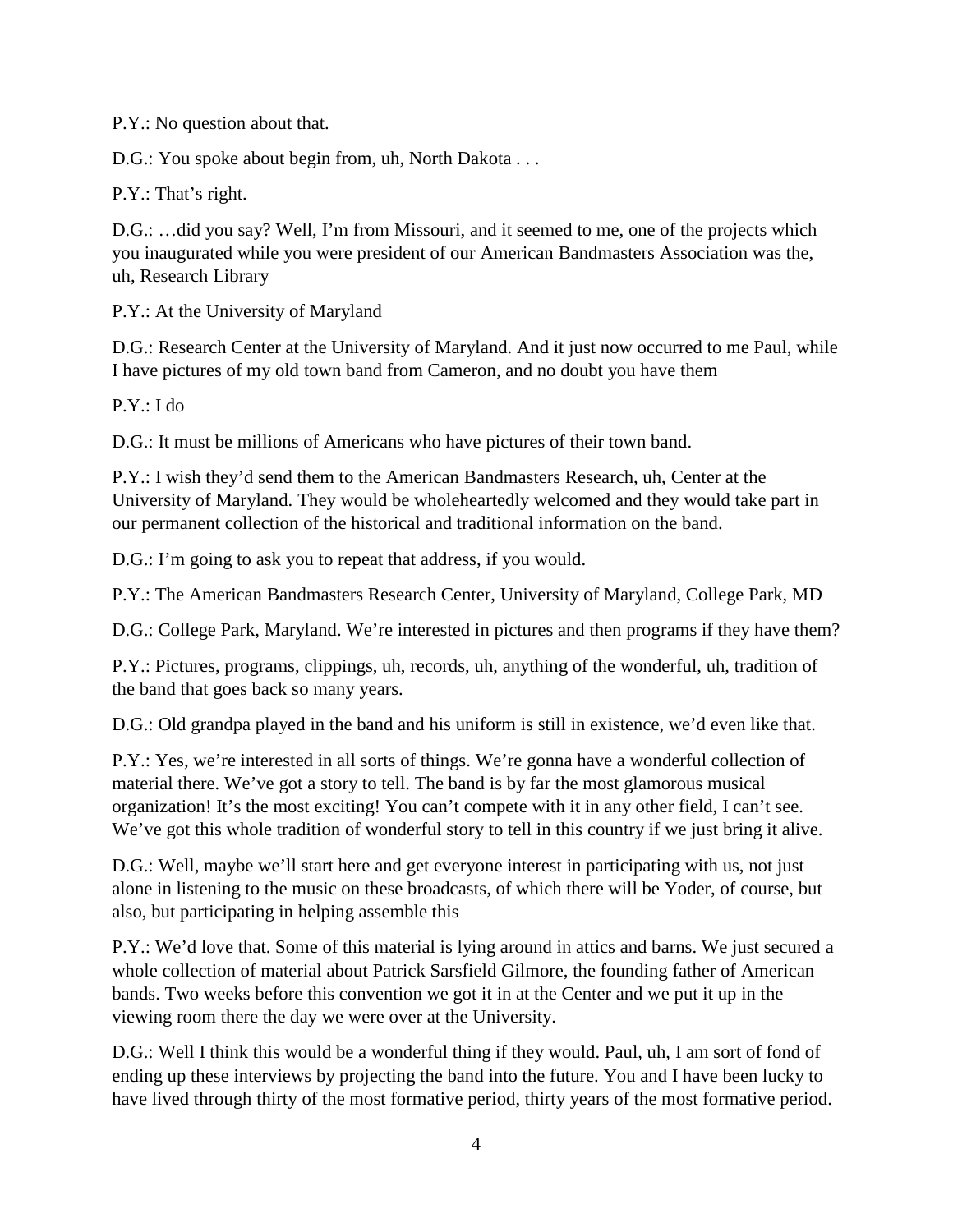P.Y.: No question about that.

D.G.: You spoke about begin from, uh, North Dakota . . .

P.Y.: That's right.

D.G.: …did you say? Well, I'm from Missouri, and it seemed to me, one of the projects which you inaugurated while you were president of our American Bandmasters Association was the, uh, Research Library

P.Y.: At the University of Maryland

D.G.: Research Center at the University of Maryland. And it just now occurred to me Paul, while I have pictures of my old town band from Cameron, and no doubt you have them

P.Y.: I do

D.G.: It must be millions of Americans who have pictures of their town band.

P.Y.: I wish they'd send them to the American Bandmasters Research, uh, Center at the University of Maryland. They would be wholeheartedly welcomed and they would take part in our permanent collection of the historical and traditional information on the band.

D.G.: I'm going to ask you to repeat that address, if you would.

P.Y.: The American Bandmasters Research Center, University of Maryland, College Park, MD

D.G.: College Park, Maryland. We're interested in pictures and then programs if they have them?

P.Y.: Pictures, programs, clippings, uh, records, uh, anything of the wonderful, uh, tradition of the band that goes back so many years.

D.G.: Old grandpa played in the band and his uniform is still in existence, we'd even like that.

P.Y.: Yes, we're interested in all sorts of things. We're gonna have a wonderful collection of material there. We've got a story to tell. The band is by far the most glamorous musical organization! It's the most exciting! You can't compete with it in any other field, I can't see. We've got this whole tradition of wonderful story to tell in this country if we just bring it alive.

D.G.: Well, maybe we'll start here and get everyone interest in participating with us, not just alone in listening to the music on these broadcasts, of which there will be Yoder, of course, but also, but participating in helping assemble this

P.Y.: We'd love that. Some of this material is lying around in attics and barns. We just secured a whole collection of material about Patrick Sarsfield Gilmore, the founding father of American bands. Two weeks before this convention we got it in at the Center and we put it up in the viewing room there the day we were over at the University.

D.G.: Well I think this would be a wonderful thing if they would. Paul, uh, I am sort of fond of ending up these interviews by projecting the band into the future. You and I have been lucky to have lived through thirty of the most formative period, thirty years of the most formative period.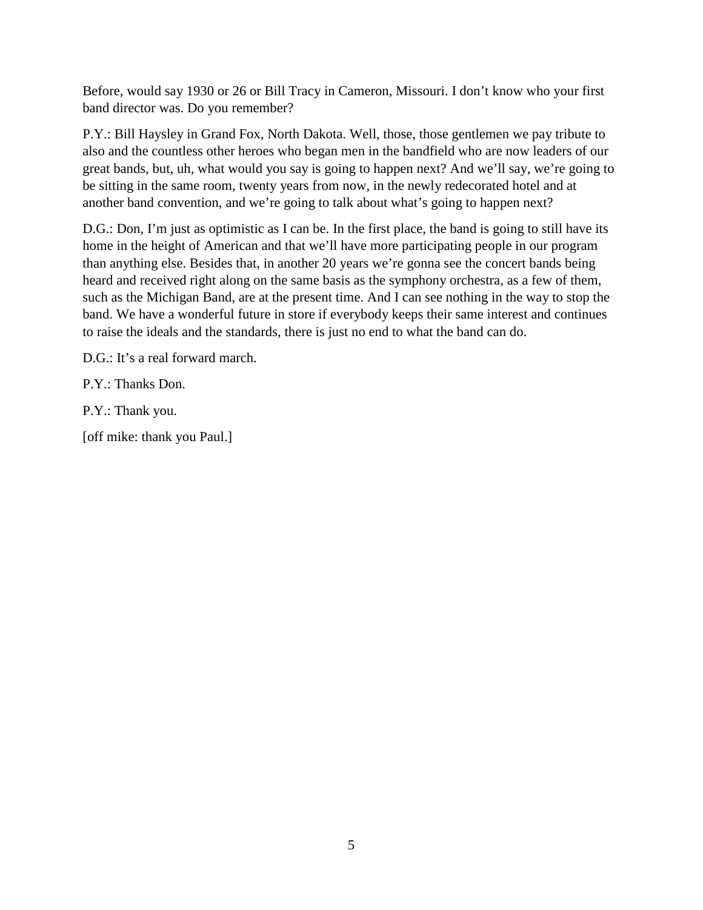Before, would say 1930 or 26 or Bill Tracy in Cameron, Missouri. I don't know who your first band director was. Do you remember?

P.Y.: Bill Haysley in Grand Fox, North Dakota. Well, those, those gentlemen we pay tribute to also and the countless other heroes who began men in the bandfield who are now leaders of our great bands, but, uh, what would you say is going to happen next? And we'll say, we're going to be sitting in the same room, twenty years from now, in the newly redecorated hotel and at another band convention, and we're going to talk about what's going to happen next?

D.G.: Don, I'm just as optimistic as I can be. In the first place, the band is going to still have its home in the height of American and that we'll have more participating people in our program than anything else. Besides that, in another 20 years we're gonna see the concert bands being heard and received right along on the same basis as the symphony orchestra, as a few of them, such as the Michigan Band, are at the present time. And I can see nothing in the way to stop the band. We have a wonderful future in store if everybody keeps their same interest and continues to raise the ideals and the standards, there is just no end to what the band can do.

D.G.: It's a real forward march.

P.Y.: Thanks Don.

P.Y.: Thank you.

[off mike: thank you Paul.]